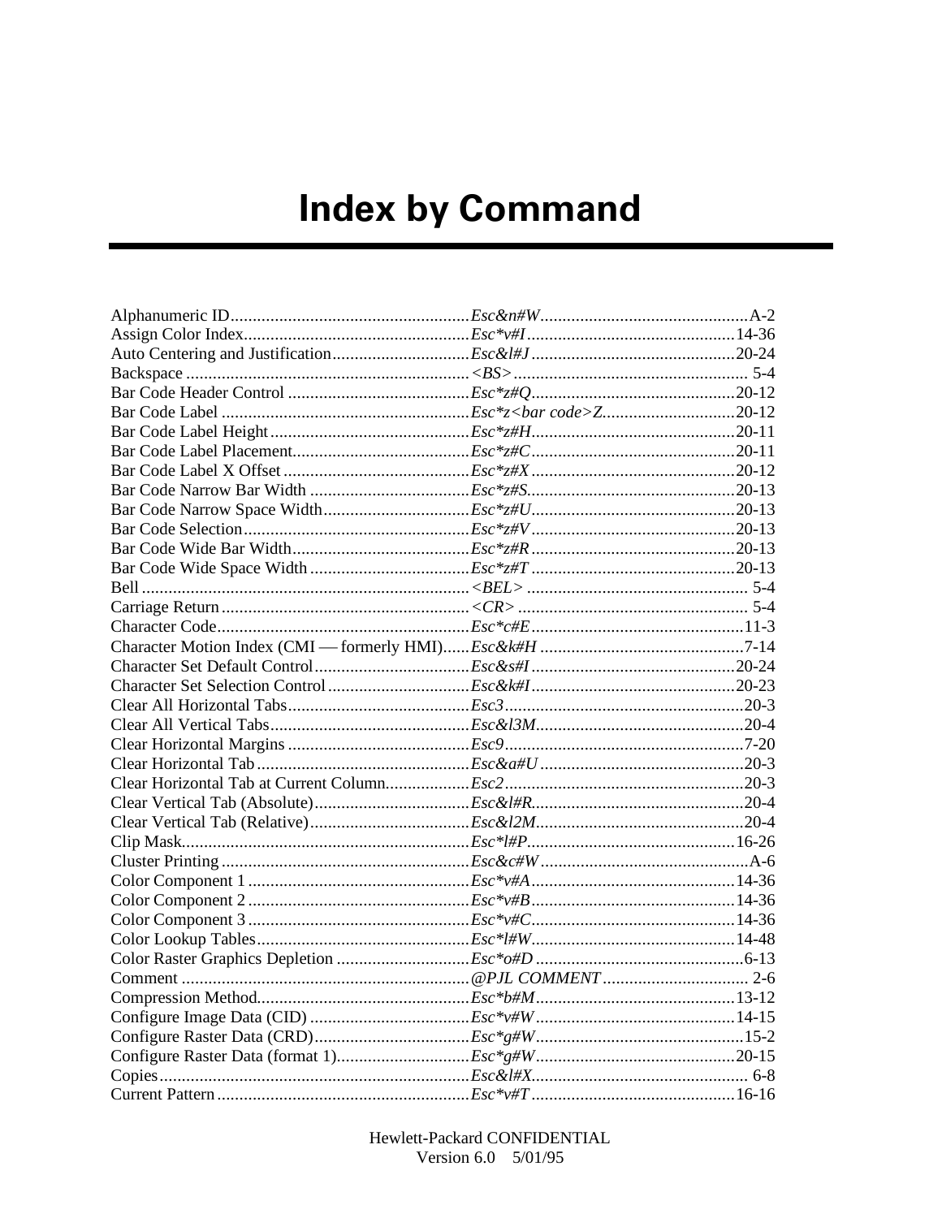# Index by Command

| | | |
|---|---|---|
| Alphanumeric ID | *Esc&n#W* | A-2 |
| Assign Color Index | *Esc*v#I* | 14-36 |
| Auto Centering and Justification | *Esc&l#J* | 20-24 |
| Backspace | *<BS>* | 5-4 |
| Bar Code Header Control | *Esc*z#Q* | 20-12 |
| Bar Code Label | *Esc*z<bar code>Z* | 20-12 |
| Bar Code Label Height | *Esc*z#H* | 20-11 |
| Bar Code Label Placement | *Esc*z#C* | 20-11 |
| Bar Code Label X Offset | *Esc*z#X* | 20-12 |
| Bar Code Narrow Bar Width | *Esc*z#S* | 20-13 |
| Bar Code Narrow Space Width | *Esc*z#U* | 20-13 |
| Bar Code Selection | *Esc*z#V* | 20-13 |
| Bar Code Wide Bar Width | *Esc*z#R* | 20-13 |
| Bar Code Wide Space Width | *Esc*z#T* | 20-13 |
| Bell | *<BEL>* | 5-4 |
| Carriage Return | *<CR>* | 5-4 |
| Character Code | *Esc*c#E* | 11-3 |
| Character Motion Index (CMI — formerly HMI) | *Esc&k#H* | 7-14 |
| Character Set Default Control | *Esc&s#I* | 20-24 |
| Character Set Selection Control | *Esc&k#I* | 20-23 |
| Clear All Horizontal Tabs | *Esc3* | 20-3 |
| Clear All Vertical Tabs | *Esc&l3M* | 20-4 |
| Clear Horizontal Margins | *Esc9* | 7-20 |
| Clear Horizontal Tab | *Esc&a#U* | 20-3 |
| Clear Horizontal Tab at Current Column | *Esc2* | 20-3 |
| Clear Vertical Tab (Absolute) | *Esc&l#R* | 20-4 |
| Clear Vertical Tab (Relative) | *Esc&l2M* | 20-4 |
| Clip Mask | *Esc*l#P* | 16-26 |
| Cluster Printing | *Esc&c#W* | A-6 |
| Color Component 1 | *Esc*v#A* | 14-36 |
| Color Component 2 | *Esc*v#B* | 14-36 |
| Color Component 3 | *Esc*v#C* | 14-36 |
| Color Lookup Tables | *Esc*l#W* | 14-48 |
| Color Raster Graphics Depletion | *Esc*o#D* | 6-13 |
| Comment | *@PJL COMMENT* | 2-6 |
| Compression Method | *Esc*b#M* | 13-12 |
| Configure Image Data (CID) | *Esc*v#W* | 14-15 |
| Configure Raster Data (CRD) | *Esc*g#W* | 15-2 |
| Configure Raster Data (format 1) | *Esc*g#W* | 20-15 |
| Copies | *Esc&l#X* | 6-8 |
| Current Pattern | *Esc*v#T* | 16-16 |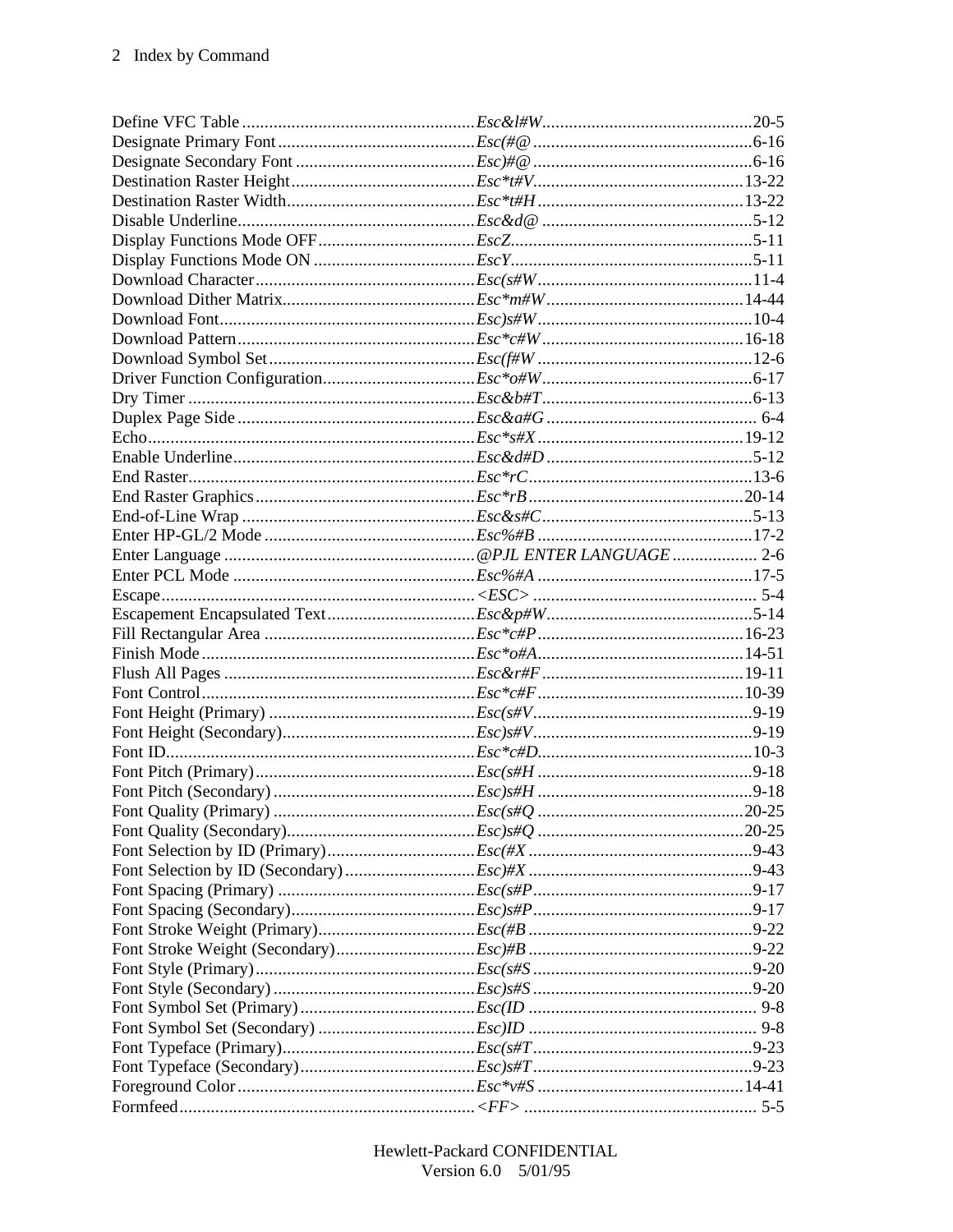| | | |
|---|---|---|
| Define VFC Table | *Esc&l#W* | 20-5 |
| Designate Primary Font | *Esc(#@* | 6-16 |
| Designate Secondary Font | *Esc)#@* | 6-16 |
| Destination Raster Height | *Esc*t#V* | 13-22 |
| Destination Raster Width | *Esc*t#H* | 13-22 |
| Disable Underline | *Esc&d@* | 5-12 |
| Display Functions Mode OFF | *EscZ* | 5-11 |
| Display Functions Mode ON | *EscY* | 5-11 |
| Download Character | *Esc(s#W* | 11-4 |
| Download Dither Matrix | *Esc*m#W* | 14-44 |
| Download Font | *Esc)s#W* | 10-4 |
| Download Pattern | *Esc*c#W* | 16-18 |
| Download Symbol Set | *Esc(f#W* | 12-6 |
| Driver Function Configuration | *Esc*o#W* | 6-17 |
| Dry Timer | *Esc&b#T* | 6-13 |
| Duplex Page Side | *Esc&a#G* | 6-4 |
| Echo | *Esc*s#X* | 19-12 |
| Enable Underline | *Esc&d#D* | 5-12 |
| End Raster | *Esc*rC* | 13-6 |
| End Raster Graphics | *Esc*rB* | 20-14 |
| End-of-Line Wrap | *Esc&s#C* | 5-13 |
| Enter HP-GL/2 Mode | *Esc%#B* | 17-2 |
| Enter Language | *@PJL ENTER LANGUAGE* | 2-6 |
| Enter PCL Mode | *Esc%#A* | 17-5 |
| Escape | *<ESC>* | 5-4 |
| Escapement Encapsulated Text | *Esc&p#W* | 5-14 |
| Fill Rectangular Area | *Esc*c#P* | 16-23 |
| Finish Mode | *Esc*o#A* | 14-51 |
| Flush All Pages | *Esc&r#F* | 19-11 |
| Font Control | *Esc*c#F* | 10-39 |
| Font Height (Primary) | *Esc(s#V* | 9-19 |
| Font Height (Secondary) | *Esc)s#V* | 9-19 |
| Font ID | *Esc*c#D* | 10-3 |
| Font Pitch (Primary) | *Esc(s#H* | 9-18 |
| Font Pitch (Secondary) | *Esc)s#H* | 9-18 |
| Font Quality (Primary) | *Esc(s#Q* | 20-25 |
| Font Quality (Secondary) | *Esc)s#Q* | 20-25 |
| Font Selection by ID (Primary) | *Esc(#X* | 9-43 |
| Font Selection by ID (Secondary) | *Esc)#X* | 9-43 |
| Font Spacing (Primary) | *Esc(s#P* | 9-17 |
| Font Spacing (Secondary) | *Esc)s#P* | 9-17 |
| Font Stroke Weight (Primary) | *Esc(#B* | 9-22 |
| Font Stroke Weight (Secondary) | *Esc)#B* | 9-22 |
| Font Style (Primary) | *Esc(s#S* | 9-20 |
| Font Style (Secondary) | *Esc)s#S* | 9-20 |
| Font Symbol Set (Primary) | *Esc(ID* | 9-8 |
| Font Symbol Set (Secondary) | *Esc)ID* | 9-8 |
| Font Typeface (Primary) | *Esc(s#T* | 9-23 |
| Font Typeface (Secondary) | *Esc)s#T* | 9-23 |
| Foreground Color | *Esc*v#S* | 14-41 |
| Formfeed | *<FF>* | 5-5 |

Hewlett-Packard CONFIDENTIAL
Version 6.0 5/01/95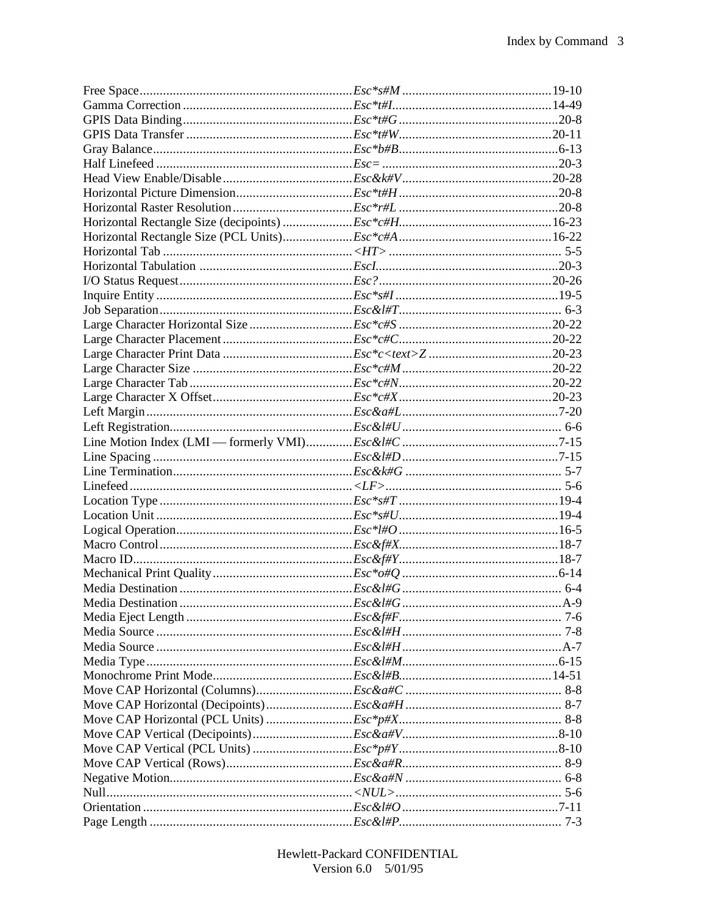| | | |
|---|---|---|
| Free Space | *Esc\*s#M* | 19-10 |
| Gamma Correction | *Esc\*t#I* | 14-49 |
| GPIS Data Binding | *Esc\*t#G* | 20-8 |
| GPIS Data Transfer | *Esc\*t#W* | 20-11 |
| Gray Balance | *Esc\*b#B* | 6-13 |
| Half Linefeed | *Esc=* | 20-3 |
| Head View Enable/Disable | *Esc&k#V* | 20-28 |
| Horizontal Picture Dimension | *Esc\*t#H* | 20-8 |
| Horizontal Raster Resolution | *Esc\*r#L* | 20-8 |
| Horizontal Rectangle Size (decipoints) | *Esc\*c#H* | 16-23 |
| Horizontal Rectangle Size (PCL Units) | *Esc\*c#A* | 16-22 |
| Horizontal Tab | *<HT>* | 5-5 |
| Horizontal Tabulation | *EscI* | 20-3 |
| I/O Status Request | *Esc?* | 20-26 |
| Inquire Entity | *Esc\*s#I* | 19-5 |
| Job Separation | *Esc&l#T* | 6-3 |
| Large Character Horizontal Size | *Esc\*c#S* | 20-22 |
| Large Character Placement | *Esc\*c#C* | 20-22 |
| Large Character Print Data | *Esc\*c<text>Z* | 20-23 |
| Large Character Size | *Esc\*c#M* | 20-22 |
| Large Character Tab | *Esc\*c#N* | 20-22 |
| Large Character X Offset | *Esc\*c#X* | 20-23 |
| Left Margin | *Esc&a#L* | 7-20 |
| Left Registration | *Esc&l#U* | 6-6 |
| Line Motion Index (LMI — formerly VMI) | *Esc&l#C* | 7-15 |
| Line Spacing | *Esc&l#D* | 7-15 |
| Line Termination | *Esc&k#G* | 5-7 |
| Linefeed | *<LF>* | 5-6 |
| Location Type | *Esc\*s#T* | 19-4 |
| Location Unit | *Esc\*s#U* | 19-4 |
| Logical Operation | *Esc\*l#O* | 16-5 |
| Macro Control | *Esc&f#X* | 18-7 |
| Macro ID | *Esc&f#Y* | 18-7 |
| Mechanical Print Quality | *Esc\*o#Q* | 6-14 |
| Media Destination | *Esc&l#G* | 6-4 |
| Media Destination | *Esc&l#G* | A-9 |
| Media Eject Length | *Esc&f#F* | 7-6 |
| Media Source | *Esc&l#H* | 7-8 |
| Media Source | *Esc&l#H* | A-7 |
| Media Type | *Esc&l#M* | 6-15 |
| Monochrome Print Mode | *Esc&l#B* | 14-51 |
| Move CAP Horizontal (Columns) | *Esc&a#C* | 8-8 |
| Move CAP Horizontal (Decipoints) | *Esc&a#H* | 8-7 |
| Move CAP Horizontal (PCL Units) | *Esc\*p#X* | 8-8 |
| Move CAP Vertical (Decipoints) | *Esc&a#V* | 8-10 |
| Move CAP Vertical (PCL Units) | *Esc\*p#Y* | 8-10 |
| Move CAP Vertical (Rows) | *Esc&a#R* | 8-9 |
| Negative Motion | *Esc&a#N* | 6-8 |
| Null | *<NUL>* | 5-6 |
| Orientation | *Esc&l#O* | 7-11 |
| Page Length | *Esc&l#P* | 7-3 |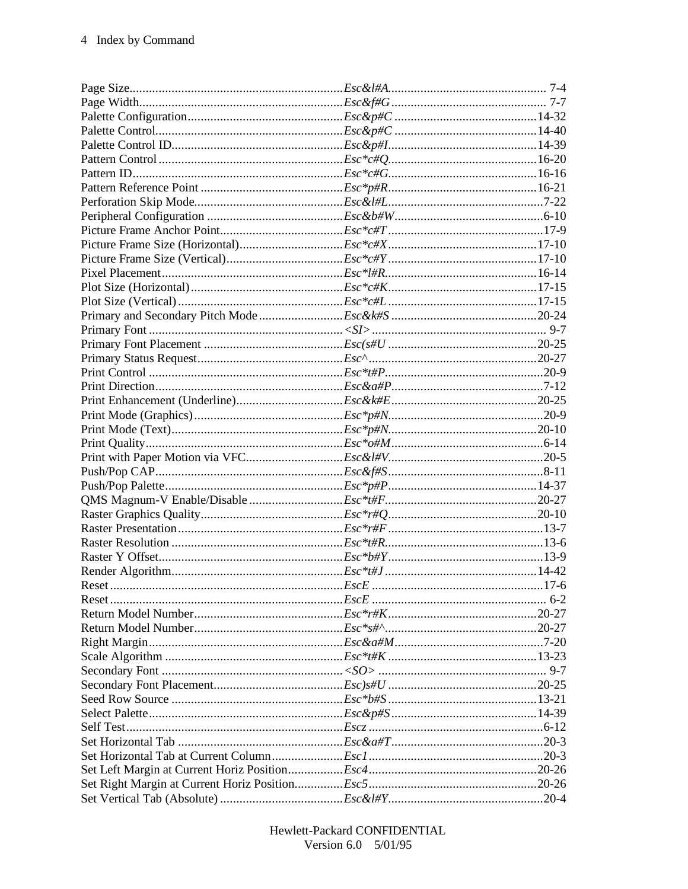| Command | Escape Sequence | Page |
|---|---|---|
| Page Size | *Esc&l#A* | 7-4 |
| Page Width | *Esc&f#G* | 7-7 |
| Palette Configuration | *Esc&p#C* | 14-32 |
| Palette Control | *Esc&p#C* | 14-40 |
| Palette Control ID | *Esc&p#I* | 14-39 |
| Pattern Control | *Esc*c#Q* | 16-20 |
| Pattern ID | *Esc*c#G* | 16-16 |
| Pattern Reference Point | *Esc*p#R* | 16-21 |
| Perforation Skip Mode | *Esc&l#L* | 7-22 |
| Peripheral Configuration | *Esc&b#W* | 6-10 |
| Picture Frame Anchor Point | *Esc*c#T* | 17-9 |
| Picture Frame Size (Horizontal) | *Esc*c#X* | 17-10 |
| Picture Frame Size (Vertical) | *Esc*c#Y* | 17-10 |
| Pixel Placement | *Esc*l#R* | 16-14 |
| Plot Size (Horizontal) | *Esc*c#K* | 17-15 |
| Plot Size (Vertical) | *Esc*c#L* | 17-15 |
| Primary and Secondary Pitch Mode | *Esc&k#S* | 20-24 |
| Primary Font | *<SI>* | 9-7 |
| Primary Font Placement | *Esc(s#U* | 20-25 |
| Primary Status Request | *Esc^* | 20-27 |
| Print Control | *Esc*t#P* | 20-9 |
| Print Direction | *Esc&a#P* | 7-12 |
| Print Enhancement (Underline) | *Esc&k#E* | 20-25 |
| Print Mode (Graphics) | *Esc*p#N* | 20-9 |
| Print Mode (Text) | *Esc*p#N* | 20-10 |
| Print Quality | *Esc*o#M* | 6-14 |
| Print with Paper Motion via VFC | *Esc&l#V* | 20-5 |
| Push/Pop CAP | *Esc&f#S* | 8-11 |
| Push/Pop Palette | *Esc*p#P* | 14-37 |
| QMS Magnum-V Enable/Disable | *Esc*t#F* | 20-27 |
| Raster Graphics Quality | *Esc*r#Q* | 20-10 |
| Raster Presentation | *Esc*r#F* | 13-7 |
| Raster Resolution | *Esc*t#R* | 13-6 |
| Raster Y Offset | *Esc*b#Y* | 13-9 |
| Render Algorithm | *Esc*t#J* | 14-42 |
| Reset | *EscE* | 17-6 |
| Reset | *EscE* | 6-2 |
| Return Model Number | *Esc*r#K* | 20-27 |
| Return Model Number | *Esc*s#^* | 20-27 |
| Right Margin | *Esc&a#M* | 7-20 |
| Scale Algorithm | *Esc*t#K* | 13-23 |
| Secondary Font | *<SO>* | 9-7 |
| Secondary Font Placement | *Esc)s#U* | 20-25 |
| Seed Row Source | *Esc*b#S* | 13-21 |
| Select Palette | *Esc&p#S* | 14-39 |
| Self Test | *Escz* | 6-12 |
| Set Horizontal Tab | *Esc&a#T* | 20-3 |
| Set Horizontal Tab at Current Column | *Esc1* | 20-3 |
| Set Left Margin at Current Horiz Position | *Esc4* | 20-26 |
| Set Right Margin at Current Horiz Position | *Esc5* | 20-26 |
| Set Vertical Tab (Absolute) | *Esc&l#Y* | 20-4 |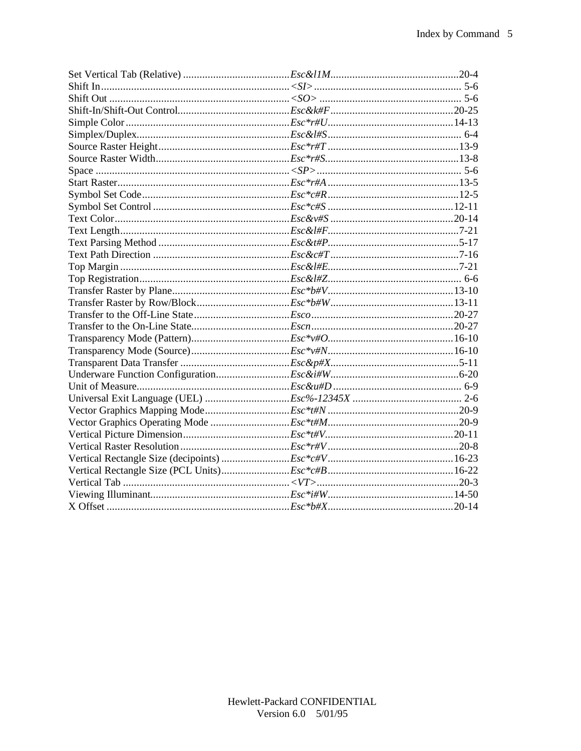| | | |
|---|---|---|
| Set Vertical Tab (Relative) | *Esc&l1M* | 20-4 |
| Shift In | *<SI>* | 5-6 |
| Shift Out | *<SO>* | 5-6 |
| Shift-In/Shift-Out Control | *Esc&k#F* | 20-25 |
| Simple Color | *Esc*r#U* | 14-13 |
| Simplex/Duplex | *Esc&l#S* | 6-4 |
| Source Raster Height | *Esc*r#T* | 13-9 |
| Source Raster Width | *Esc*r#S* | 13-8 |
| Space | *<SP>* | 5-6 |
| Start Raster | *Esc*r#A* | 13-5 |
| Symbol Set Code | *Esc*c#R* | 12-5 |
| Symbol Set Control | *Esc*c#S* | 12-11 |
| Text Color | *Esc&v#S* | 20-14 |
| Text Length | *Esc&l#F* | 7-21 |
| Text Parsing Method | *Esc&t#P* | 5-17 |
| Text Path Direction | *Esc&c#T* | 7-16 |
| Top Margin | *Esc&l#E* | 7-21 |
| Top Registration | *Esc&l#Z* | 6-6 |
| Transfer Raster by Plane | *Esc*b#V* | 13-10 |
| Transfer Raster by Row/Block | *Esc*b#W* | 13-11 |
| Transfer to the Off-Line State | *Esco* | 20-27 |
| Transfer to the On-Line State | *Escn* | 20-27 |
| Transparency Mode (Pattern) | *Esc*v#O* | 16-10 |
| Transparency Mode (Source) | *Esc*v#N* | 16-10 |
| Transparent Data Transfer | *Esc&p#X* | 5-11 |
| Underware Function Configuration | *Esc&i#W* | 6-20 |
| Unit of Measure | *Esc&u#D* | 6-9 |
| Universal Exit Language (UEL) | *Esc%-12345X* | 2-6 |
| Vector Graphics Mapping Mode | *Esc*t#N* | 20-9 |
| Vector Graphics Operating Mode | *Esc*t#M* | 20-9 |
| Vertical Picture Dimension | *Esc*t#V* | 20-11 |
| Vertical Raster Resolution | *Esc*r#V* | 20-8 |
| Vertical Rectangle Size (decipoints) | *Esc*c#V* | 16-23 |
| Vertical Rectangle Size (PCL Units) | *Esc*c#B* | 16-22 |
| Vertical Tab | *<VT>* | 20-3 |
| Viewing Illuminant | *Esc*i#W* | 14-50 |
| X Offset | *Esc*b#X* | 20-14 |

Hewlett-Packard CONFIDENTIAL
Version 6.0 5/01/95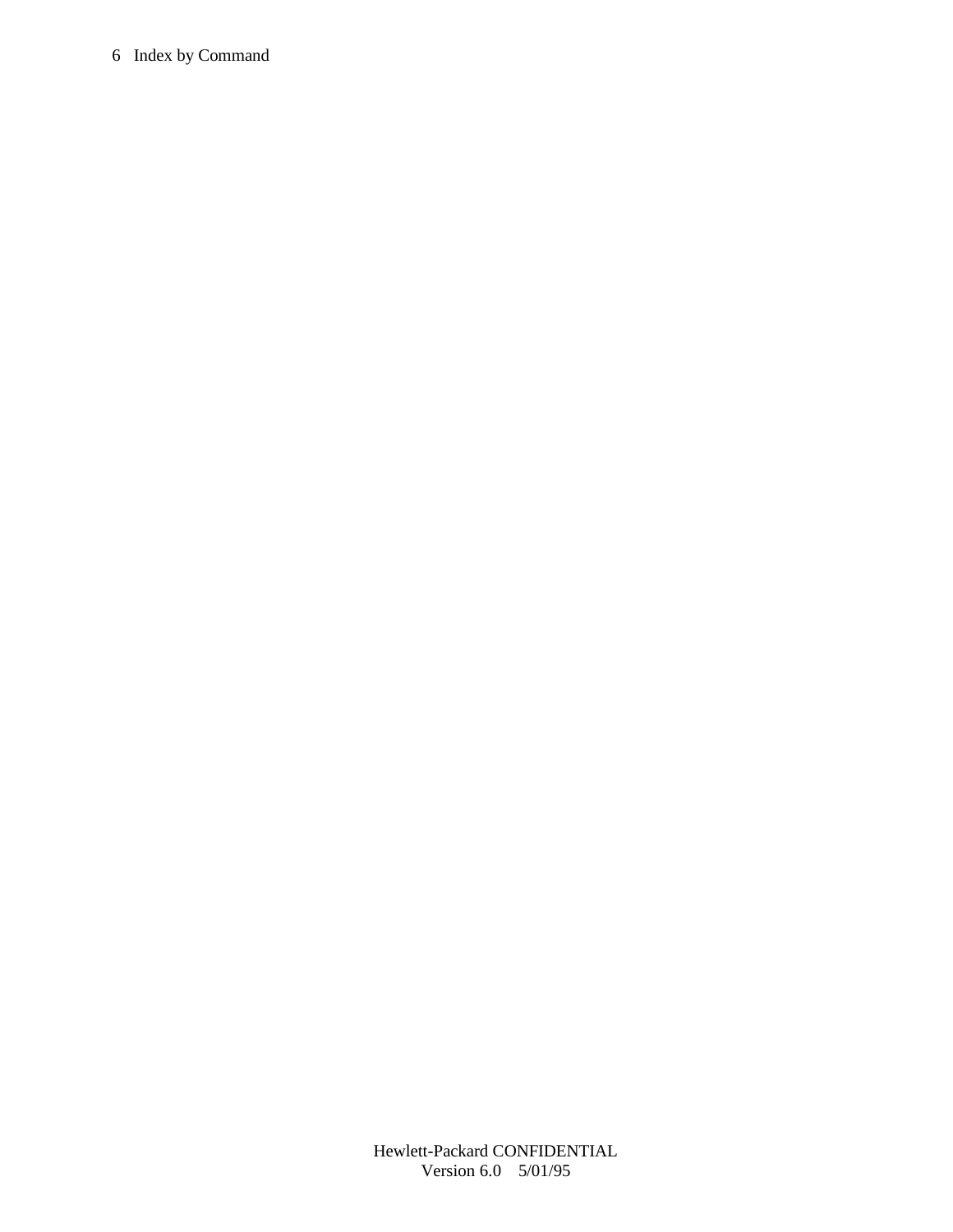# 6 Index by Command